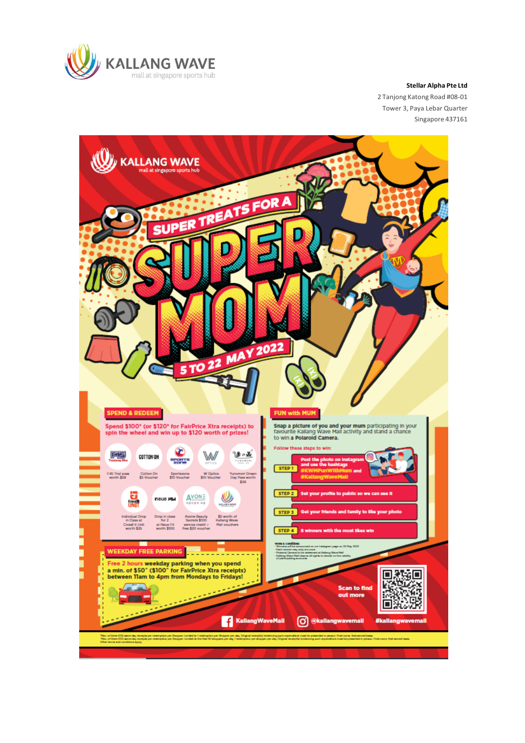KALLANG WAVE
mall at singapore sports hub

**Stellar Alpha Pte Ltd**
2 Tanjong Katong Road #08-01
Tower 3, Paya Lebar Quarter
Singapore 437161

# SUPER TREATS FOR A SUPER MOM

## 5 TO 22 MAY 2022

### SPEND & REDEEM

Spend $100* (or $120* for FairPrice Xtra receipts) to spin the wheel and win up to $120 worth of prizes!

- F45 Trial pass worth $39
- Cotton On $5 Voucher
- Sportszone $10 Voucher
- W Optics $10 Voucher
- Yunomori Onsen Day Pass worth $38
- Individual Drop in Class at CrossFit Unit worth $35
- Drop in class for 2 at Neue Fit worth $100
- Avone Beauty Secrets $100 service credit + free $20 voucher
- $5 worth of Kallang Wave Mall vouchers

### WEEKDAY FREE PARKING

Free 2 hours weekday parking when you spend a min. of $50^ ($100^ for FairPrice Xtra receipts) between 11am to 4pm from Mondays to Fridays!

### FUN with MUM

Snap a picture of you and your mum participating in your favourite Kallang Wave Mall activity and stand a chance to win a **Polaroid Camera.**

Follow these steps to win:

- STEP 1 Post the photo on Instagram and use the hashtags #KWMFunWithMum and #KallangWaveMall
- STEP 2 Set your profile to public so we can see it
- STEP 3 Get your friends and family to like your photo
- STEP 4 8 winners with the most likes win

Terms & conditions:
- Winners will be announced on our Instagram page on 23 May 2022
- Each winner may only win once
- Polaroid Camera to be redeemed at Kallang Wave Mall
- Kallang Wave Mall reserve all rights to decide on the validity of participating accounts

Scan to find out more

KallangWaveMall | @kallangwavemall | #kallangwavemall

*Max. of three (3) same-day receipts per redemption per Shopper. Limited to 1 redemption per Shopper per day. Original receipt(s) evidencing such expenditure must be presented in person. First-come, first-served basis.
^Max. of three (3) same-day receipts per redemption per Shopper. Limited to the first 50 shoppers per day. 1 redemption per shopper per day. Original receipt(s) evidencing such expenditure must be presented in person. First-come, first-served basis.
Other terms and conditions apply.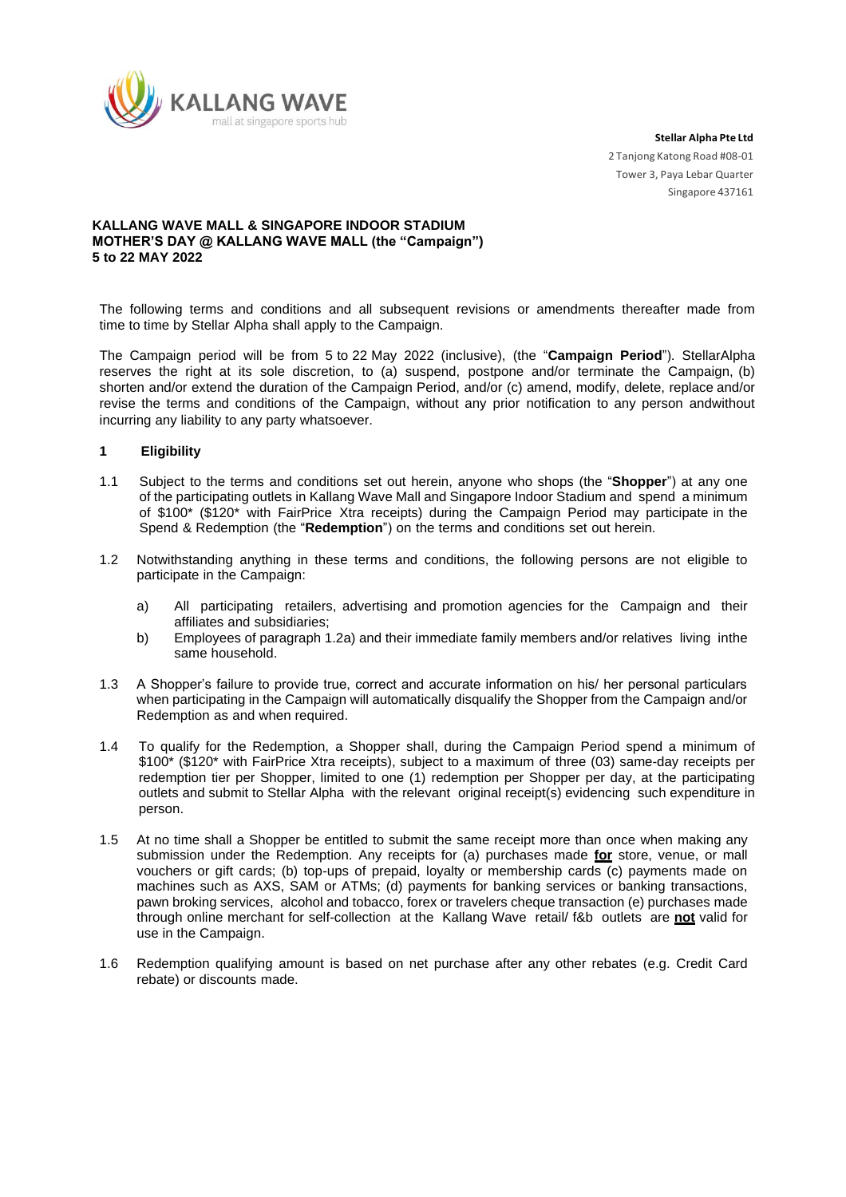KALLANG WAVE mall at singapore sports hub

**Stellar Alpha Pte Ltd**
2 Tanjong Katong Road #08-01
Tower 3, Paya Lebar Quarter
Singapore 437161

**KALLANG WAVE MALL & SINGAPORE INDOOR STADIUM**
**MOTHER'S DAY @ KALLANG WAVE MALL (the "Campaign")**
**5 to 22 MAY 2022**

The following terms and conditions and all subsequent revisions or amendments thereafter made from time to time by Stellar Alpha shall apply to the Campaign.

The Campaign period will be from 5 to 22 May 2022 (inclusive), (the "**Campaign Period**"). StellarAlpha reserves the right at its sole discretion, to (a) suspend, postpone and/or terminate the Campaign, (b) shorten and/or extend the duration of the Campaign Period, and/or (c) amend, modify, delete, replace and/or revise the terms and conditions of the Campaign, without any prior notification to any person andwithout incurring any liability to any party whatsoever.

## 1 Eligibility

1.1 Subject to the terms and conditions set out herein, anyone who shops (the "**Shopper**") at any one of the participating outlets in Kallang Wave Mall and Singapore Indoor Stadium and spend a minimum of $100* ($120* with FairPrice Xtra receipts) during the Campaign Period may participate in the Spend & Redemption (the "**Redemption**") on the terms and conditions set out herein.

1.2 Notwithstanding anything in these terms and conditions, the following persons are not eligible to participate in the Campaign:

a) All participating retailers, advertising and promotion agencies for the Campaign and their affiliates and subsidiaries;

b) Employees of paragraph 1.2a) and their immediate family members and/or relatives living inthe same household.

1.3 A Shopper's failure to provide true, correct and accurate information on his/ her personal particulars when participating in the Campaign will automatically disqualify the Shopper from the Campaign and/or Redemption as and when required.

1.4 To qualify for the Redemption, a Shopper shall, during the Campaign Period spend a minimum of $100* ($120* with FairPrice Xtra receipts), subject to a maximum of three (03) same-day receipts per redemption tier per Shopper, limited to one (1) redemption per Shopper per day, at the participating outlets and submit to Stellar Alpha with the relevant original receipt(s) evidencing such expenditure in person.

1.5 At no time shall a Shopper be entitled to submit the same receipt more than once when making any submission under the Redemption. Any receipts for (a) purchases made **<u>for</u>** store, venue, or mall vouchers or gift cards; (b) top-ups of prepaid, loyalty or membership cards (c) payments made on machines such as AXS, SAM or ATMs; (d) payments for banking services or banking transactions, pawn broking services, alcohol and tobacco, forex or travelers cheque transaction (e) purchases made through online merchant for self-collection at the Kallang Wave retail/ f&b outlets are **<u>not</u>** valid for use in the Campaign.

1.6 Redemption qualifying amount is based on net purchase after any other rebates (e.g. Credit Card rebate) or discounts made.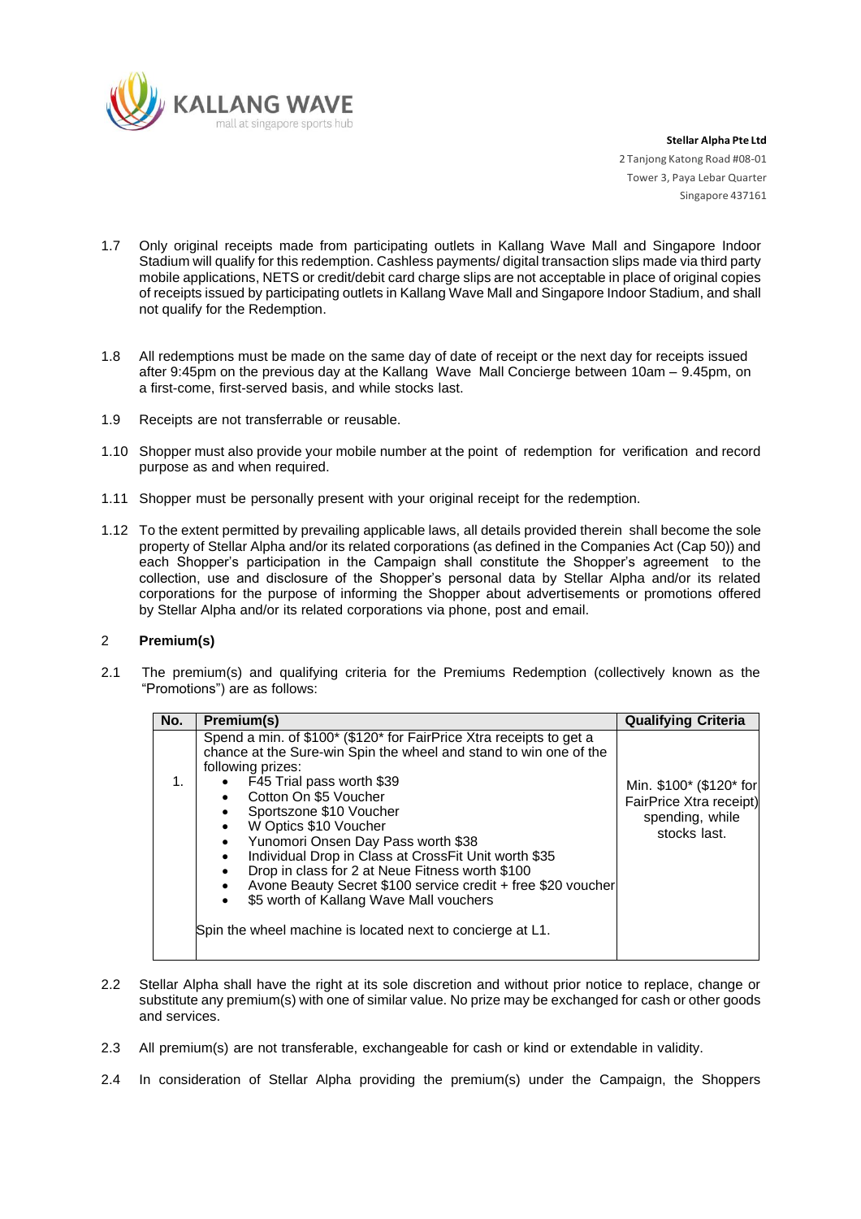KALLANG WAVE
mall at singapore sports hub

**Stellar Alpha Pte Ltd**
2 Tanjong Katong Road #08-01
Tower 3, Paya Lebar Quarter
Singapore 437161

1.7 Only original receipts made from participating outlets in Kallang Wave Mall and Singapore Indoor Stadium will qualify for this redemption. Cashless payments/ digital transaction slips made via third party mobile applications, NETS or credit/debit card charge slips are not acceptable in place of original copies of receipts issued by participating outlets in Kallang Wave Mall and Singapore Indoor Stadium, and shall not qualify for the Redemption.

1.8 All redemptions must be made on the same day of date of receipt or the next day for receipts issued after 9:45pm on the previous day at the Kallang Wave Mall Concierge between 10am – 9.45pm, on a first-come, first-served basis, and while stocks last.

1.9 Receipts are not transferrable or reusable.

1.10 Shopper must also provide your mobile number at the point of redemption for verification and record purpose as and when required.

1.11 Shopper must be personally present with your original receipt for the redemption.

1.12 To the extent permitted by prevailing applicable laws, all details provided therein shall become the sole property of Stellar Alpha and/or its related corporations (as defined in the Companies Act (Cap 50)) and each Shopper's participation in the Campaign shall constitute the Shopper's agreement to the collection, use and disclosure of the Shopper's personal data by Stellar Alpha and/or its related corporations for the purpose of informing the Shopper about advertisements or promotions offered by Stellar Alpha and/or its related corporations via phone, post and email.

## 2 Premium(s)

2.1 The premium(s) and qualifying criteria for the Premiums Redemption (collectively known as the "Promotions") are as follows:

| No. | Premium(s) | Qualifying Criteria |
|---|---|---|
| 1. | Spend a min. of $100* ($120* for FairPrice Xtra receipts to get a chance at the Sure-win Spin the wheel and stand to win one of the following prizes:<br>• F45 Trial pass worth $39<br>• Cotton On $5 Voucher<br>• Sportszone $10 Voucher<br>• W Optics $10 Voucher<br>• Yunomori Onsen Day Pass worth $38<br>• Individual Drop in Class at CrossFit Unit worth $35<br>• Drop in class for 2 at Neue Fitness worth $100<br>• Avone Beauty Secret $100 service credit + free $20 voucher<br>• $5 worth of Kallang Wave Mall vouchers<br><br>Spin the wheel machine is located next to concierge at L1. | Min. $100* ($120* for FairPrice Xtra receipt) spending, while stocks last. |

2.2 Stellar Alpha shall have the right at its sole discretion and without prior notice to replace, change or substitute any premium(s) with one of similar value. No prize may be exchanged for cash or other goods and services.

2.3 All premium(s) are not transferable, exchangeable for cash or kind or extendable in validity.

2.4 In consideration of Stellar Alpha providing the premium(s) under the Campaign, the Shoppers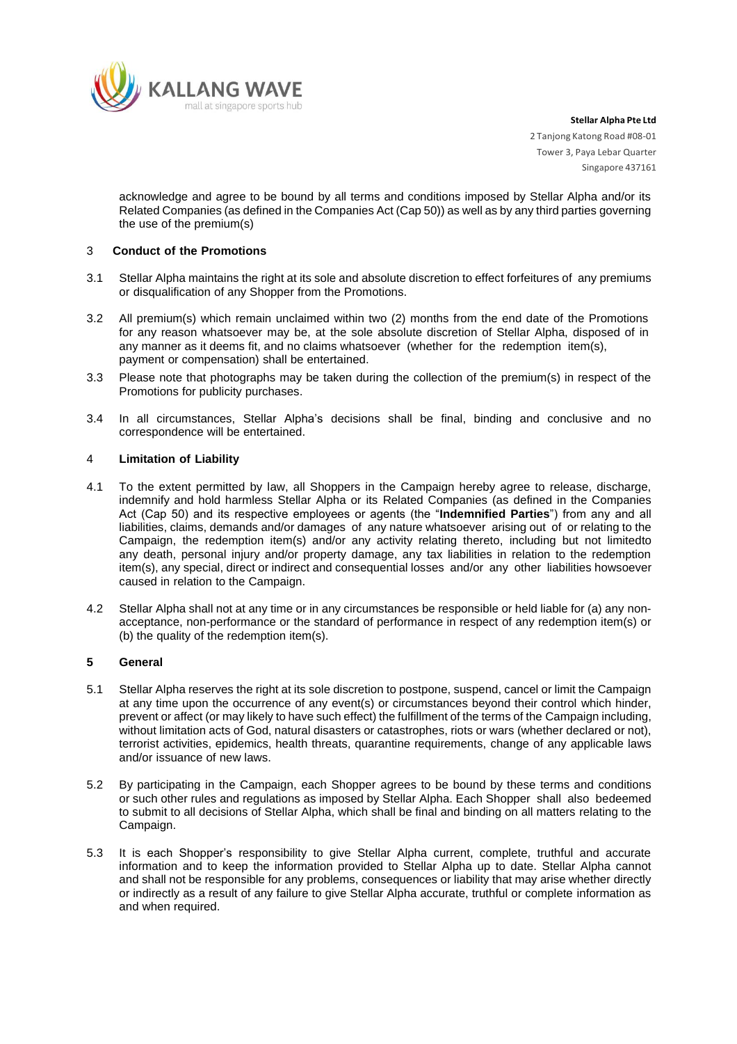acknowledge and agree to be bound by all terms and conditions imposed by Stellar Alpha and/or its Related Companies (as defined in the Companies Act (Cap 50)) as well as by any third parties governing the use of the premium(s)

## 3 Conduct of the Promotions

3.1 Stellar Alpha maintains the right at its sole and absolute discretion to effect forfeitures of any premiums or disqualification of any Shopper from the Promotions.

3.2 All premium(s) which remain unclaimed within two (2) months from the end date of the Promotions for any reason whatsoever may be, at the sole absolute discretion of Stellar Alpha, disposed of in any manner as it deems fit, and no claims whatsoever (whether for the redemption item(s), payment or compensation) shall be entertained.

3.3 Please note that photographs may be taken during the collection of the premium(s) in respect of the Promotions for publicity purchases.

3.4 In all circumstances, Stellar Alpha's decisions shall be final, binding and conclusive and no correspondence will be entertained.

## 4 Limitation of Liability

4.1 To the extent permitted by law, all Shoppers in the Campaign hereby agree to release, discharge, indemnify and hold harmless Stellar Alpha or its Related Companies (as defined in the Companies Act (Cap 50) and its respective employees or agents (the "**Indemnified Parties**") from any and all liabilities, claims, demands and/or damages of any nature whatsoever arising out of or relating to the Campaign, the redemption item(s) and/or any activity relating thereto, including but not limitedto any death, personal injury and/or property damage, any tax liabilities in relation to the redemption item(s), any special, direct or indirect and consequential losses and/or any other liabilities howsoever caused in relation to the Campaign.

4.2 Stellar Alpha shall not at any time or in any circumstances be responsible or held liable for (a) any non-acceptance, non-performance or the standard of performance in respect of any redemption item(s) or (b) the quality of the redemption item(s).

## 5 General

5.1 Stellar Alpha reserves the right at its sole discretion to postpone, suspend, cancel or limit the Campaign at any time upon the occurrence of any event(s) or circumstances beyond their control which hinder, prevent or affect (or may likely to have such effect) the fulfillment of the terms of the Campaign including, without limitation acts of God, natural disasters or catastrophes, riots or wars (whether declared or not), terrorist activities, epidemics, health threats, quarantine requirements, change of any applicable laws and/or issuance of new laws.

5.2 By participating in the Campaign, each Shopper agrees to be bound by these terms and conditions or such other rules and regulations as imposed by Stellar Alpha. Each Shopper shall also bedeemed to submit to all decisions of Stellar Alpha, which shall be final and binding on all matters relating to the Campaign.

5.3 It is each Shopper's responsibility to give Stellar Alpha current, complete, truthful and accurate information and to keep the information provided to Stellar Alpha up to date. Stellar Alpha cannot and shall not be responsible for any problems, consequences or liability that may arise whether directly or indirectly as a result of any failure to give Stellar Alpha accurate, truthful or complete information as and when required.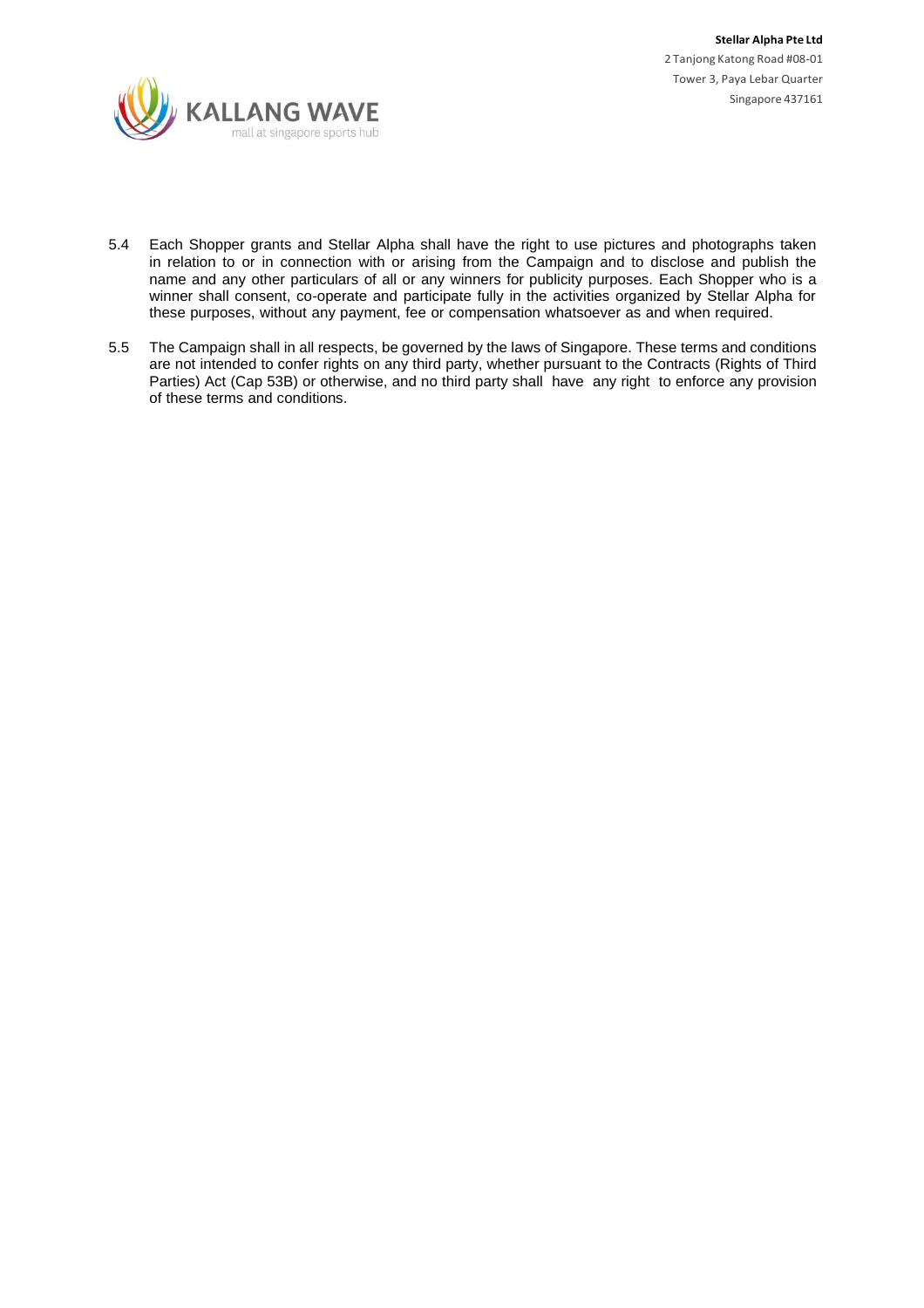5.4 Each Shopper grants and Stellar Alpha shall have the right to use pictures and photographs taken in relation to or in connection with or arising from the Campaign and to disclose and publish the name and any other particulars of all or any winners for publicity purposes. Each Shopper who is a winner shall consent, co-operate and participate fully in the activities organized by Stellar Alpha for these purposes, without any payment, fee or compensation whatsoever as and when required.

5.5 The Campaign shall in all respects, be governed by the laws of Singapore. These terms and conditions are not intended to confer rights on any third party, whether pursuant to the Contracts (Rights of Third Parties) Act (Cap 53B) or otherwise, and no third party shall have any right to enforce any provision of these terms and conditions.